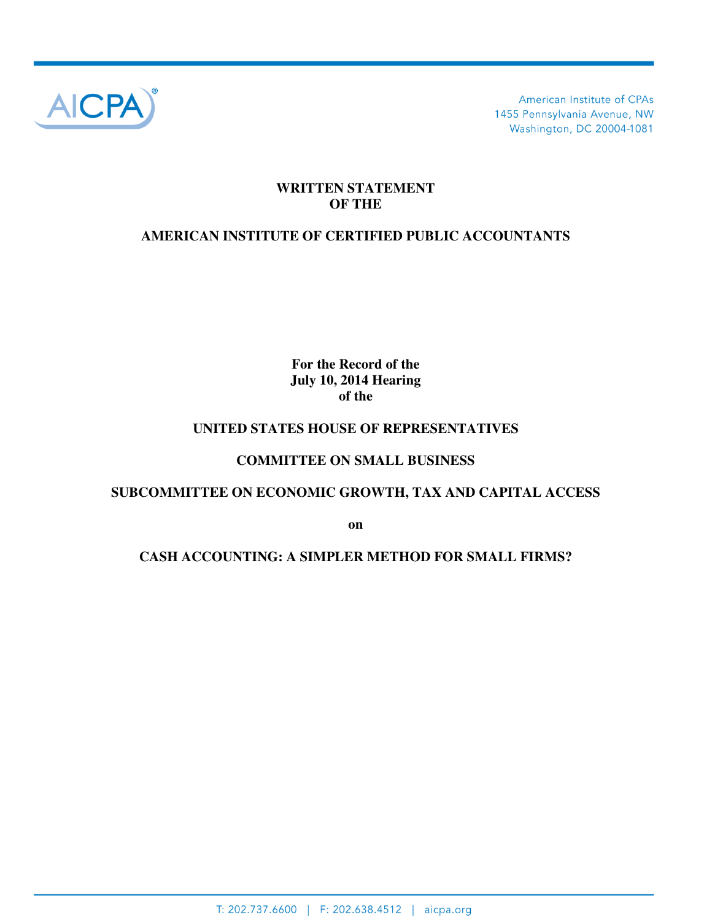American Institute of CPAs
1455 Pennsylvania Avenue, NW
Washington, DC 20004-1081

**WRITTEN STATEMENT**
**OF THE**

**AMERICAN INSTITUTE OF CERTIFIED PUBLIC ACCOUNTANTS**

**For the Record of the**
**July 10, 2014 Hearing**
**of the**

**UNITED STATES HOUSE OF REPRESENTATIVES**

**COMMITTEE ON SMALL BUSINESS**

**SUBCOMMITTEE ON ECONOMIC GROWTH, TAX AND CAPITAL ACCESS**

**on**

**CASH ACCOUNTING: A SIMPLER METHOD FOR SMALL FIRMS?**

T: 202.737.6600 | F: 202.638.4512 | aicpa.org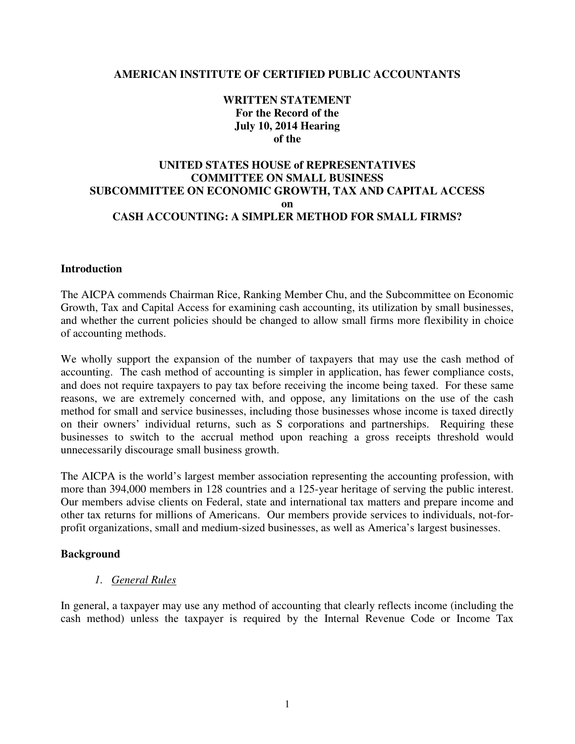**AMERICAN INSTITUTE OF CERTIFIED PUBLIC ACCOUNTANTS**

**WRITTEN STATEMENT**
**For the Record of the**
**July 10, 2014 Hearing**
**of the**

**UNITED STATES HOUSE of REPRESENTATIVES**
**COMMITTEE ON SMALL BUSINESS**
**SUBCOMMITTEE ON ECONOMIC GROWTH, TAX AND CAPITAL ACCESS**
**on**
**CASH ACCOUNTING: A SIMPLER METHOD FOR SMALL FIRMS?**

## Introduction

The AICPA commends Chairman Rice, Ranking Member Chu, and the Subcommittee on Economic Growth, Tax and Capital Access for examining cash accounting, its utilization by small businesses, and whether the current policies should be changed to allow small firms more flexibility in choice of accounting methods.

We wholly support the expansion of the number of taxpayers that may use the cash method of accounting. The cash method of accounting is simpler in application, has fewer compliance costs, and does not require taxpayers to pay tax before receiving the income being taxed. For these same reasons, we are extremely concerned with, and oppose, any limitations on the use of the cash method for small and service businesses, including those businesses whose income is taxed directly on their owners' individual returns, such as S corporations and partnerships. Requiring these businesses to switch to the accrual method upon reaching a gross receipts threshold would unnecessarily discourage small business growth.

The AICPA is the world's largest member association representing the accounting profession, with more than 394,000 members in 128 countries and a 125-year heritage of serving the public interest. Our members advise clients on Federal, state and international tax matters and prepare income and other tax returns for millions of Americans. Our members provide services to individuals, not-for-profit organizations, small and medium-sized businesses, as well as America's largest businesses.

## Background

### *1. General Rules*

In general, a taxpayer may use any method of accounting that clearly reflects income (including the cash method) unless the taxpayer is required by the Internal Revenue Code or Income Tax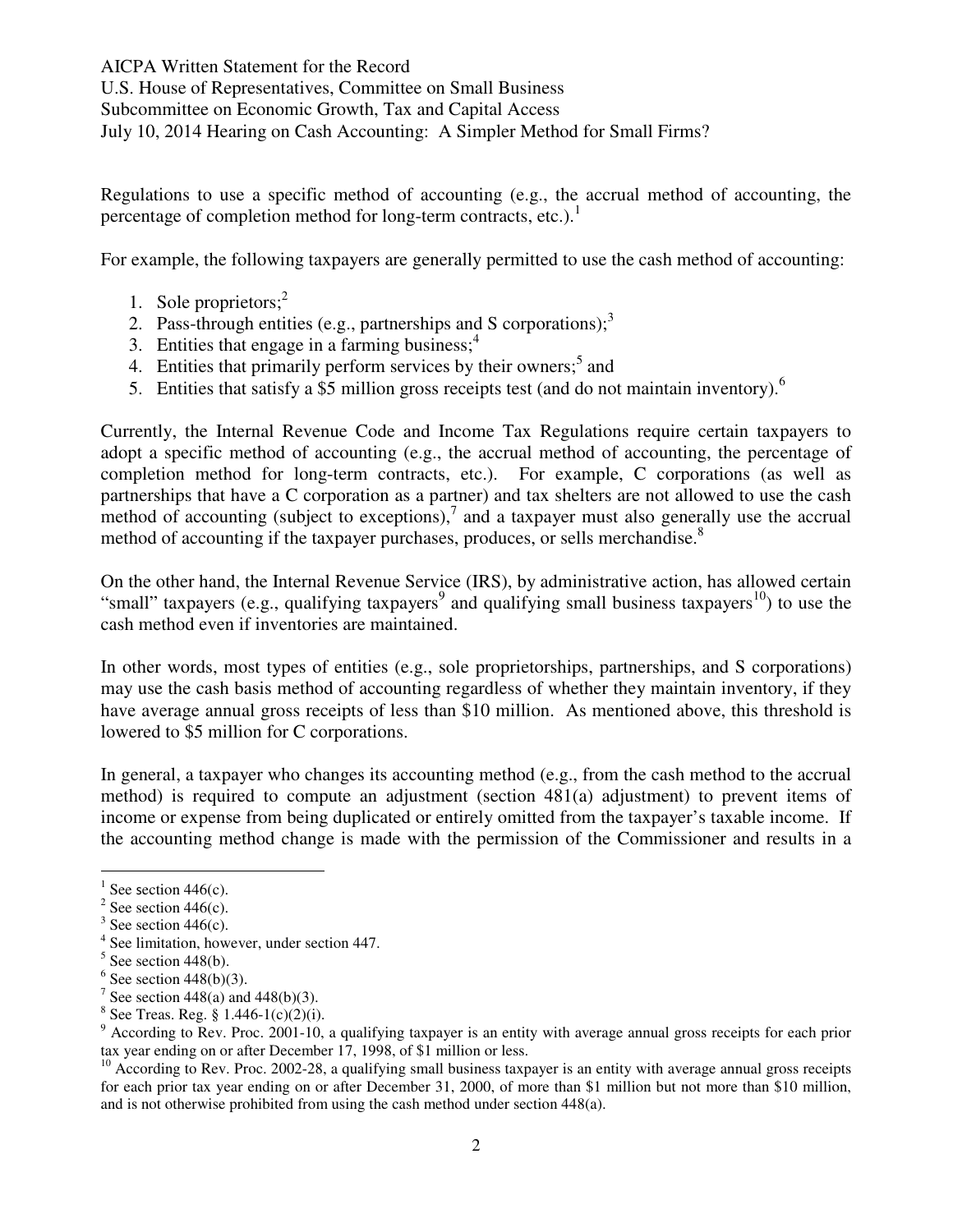Regulations to use a specific method of accounting (e.g., the accrual method of accounting, the percentage of completion method for long-term contracts, etc.).[1]

For example, the following taxpayers are generally permitted to use the cash method of accounting:

1. Sole proprietors;[2]
2. Pass-through entities (e.g., partnerships and S corporations);[3]
3. Entities that engage in a farming business;[4]
4. Entities that primarily perform services by their owners;[5] and
5. Entities that satisfy a $5 million gross receipts test (and do not maintain inventory).[6]

Currently, the Internal Revenue Code and Income Tax Regulations require certain taxpayers to adopt a specific method of accounting (e.g., the accrual method of accounting, the percentage of completion method for long-term contracts, etc.). For example, C corporations (as well as partnerships that have a C corporation as a partner) and tax shelters are not allowed to use the cash method of accounting (subject to exceptions),[7] and a taxpayer must also generally use the accrual method of accounting if the taxpayer purchases, produces, or sells merchandise.[8]

On the other hand, the Internal Revenue Service (IRS), by administrative action, has allowed certain "small" taxpayers (e.g., qualifying taxpayers[9] and qualifying small business taxpayers[10]) to use the cash method even if inventories are maintained.

In other words, most types of entities (e.g., sole proprietorships, partnerships, and S corporations) may use the cash basis method of accounting regardless of whether they maintain inventory, if they have average annual gross receipts of less than $10 million. As mentioned above, this threshold is lowered to $5 million for C corporations.

In general, a taxpayer who changes its accounting method (e.g., from the cash method to the accrual method) is required to compute an adjustment (section 481(a) adjustment) to prevent items of income or expense from being duplicated or entirely omitted from the taxpayer's taxable income. If the accounting method change is made with the permission of the Commissioner and results in a

---

[1] See section 446(c).

[2] See section 446(c).

[3] See section 446(c).

[4] See limitation, however, under section 447.

[5] See section 448(b).

[6] See section 448(b)(3).

[7] See section 448(a) and 448(b)(3).

[8] See Treas. Reg. § 1.446-1(c)(2)(i).

[9] According to Rev. Proc. 2001-10, a qualifying taxpayer is an entity with average annual gross receipts for each prior tax year ending on or after December 17, 1998, of $1 million or less.

[10] According to Rev. Proc. 2002-28, a qualifying small business taxpayer is an entity with average annual gross receipts for each prior tax year ending on or after December 31, 2000, of more than $1 million but not more than $10 million, and is not otherwise prohibited from using the cash method under section 448(a).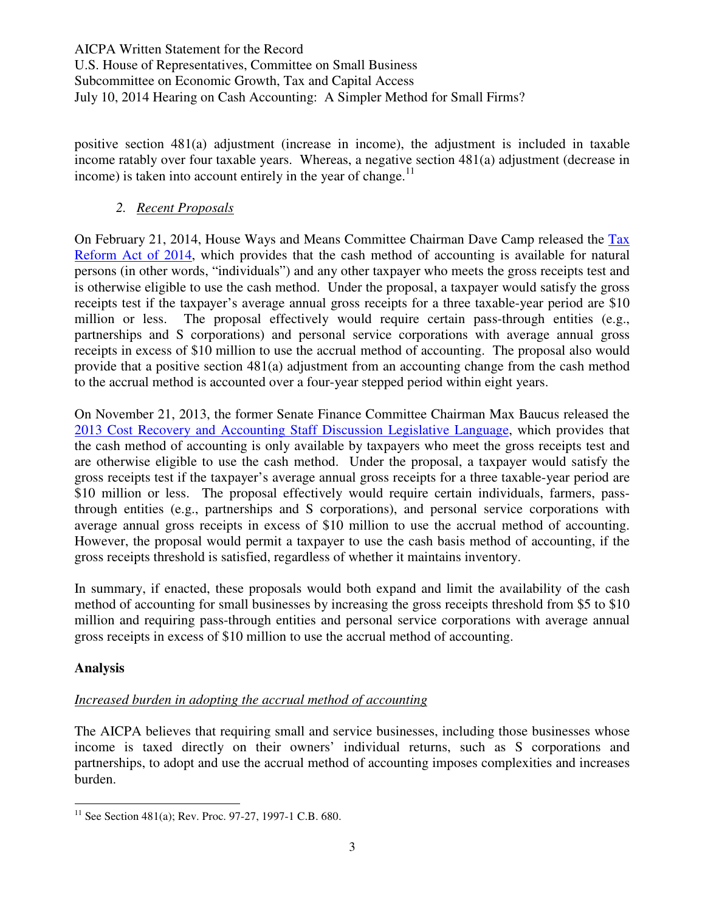positive section 481(a) adjustment (increase in income), the adjustment is included in taxable income ratably over four taxable years. Whereas, a negative section 481(a) adjustment (decrease in income) is taken into account entirely in the year of change.[11]

### 2. *Recent Proposals*

On February 21, 2014, House Ways and Means Committee Chairman Dave Camp released the Tax Reform Act of 2014, which provides that the cash method of accounting is available for natural persons (in other words, "individuals") and any other taxpayer who meets the gross receipts test and is otherwise eligible to use the cash method. Under the proposal, a taxpayer would satisfy the gross receipts test if the taxpayer's average annual gross receipts for a three taxable-year period are $10 million or less. The proposal effectively would require certain pass-through entities (e.g., partnerships and S corporations) and personal service corporations with average annual gross receipts in excess of $10 million to use the accrual method of accounting. The proposal also would provide that a positive section 481(a) adjustment from an accounting change from the cash method to the accrual method is accounted over a four-year stepped period within eight years.

On November 21, 2013, the former Senate Finance Committee Chairman Max Baucus released the 2013 Cost Recovery and Accounting Staff Discussion Legislative Language, which provides that the cash method of accounting is only available by taxpayers who meet the gross receipts test and are otherwise eligible to use the cash method. Under the proposal, a taxpayer would satisfy the gross receipts test if the taxpayer's average annual gross receipts for a three taxable-year period are $10 million or less. The proposal effectively would require certain individuals, farmers, pass-through entities (e.g., partnerships and S corporations), and personal service corporations with average annual gross receipts in excess of $10 million to use the accrual method of accounting. However, the proposal would permit a taxpayer to use the cash basis method of accounting, if the gross receipts threshold is satisfied, regardless of whether it maintains inventory.

In summary, if enacted, these proposals would both expand and limit the availability of the cash method of accounting for small businesses by increasing the gross receipts threshold from $5 to $10 million and requiring pass-through entities and personal service corporations with average annual gross receipts in excess of $10 million to use the accrual method of accounting.

## Analysis

*Increased burden in adopting the accrual method of accounting*

The AICPA believes that requiring small and service businesses, including those businesses whose income is taxed directly on their owners' individual returns, such as S corporations and partnerships, to adopt and use the accrual method of accounting imposes complexities and increases burden.

[11] See Section 481(a); Rev. Proc. 97-27, 1997-1 C.B. 680.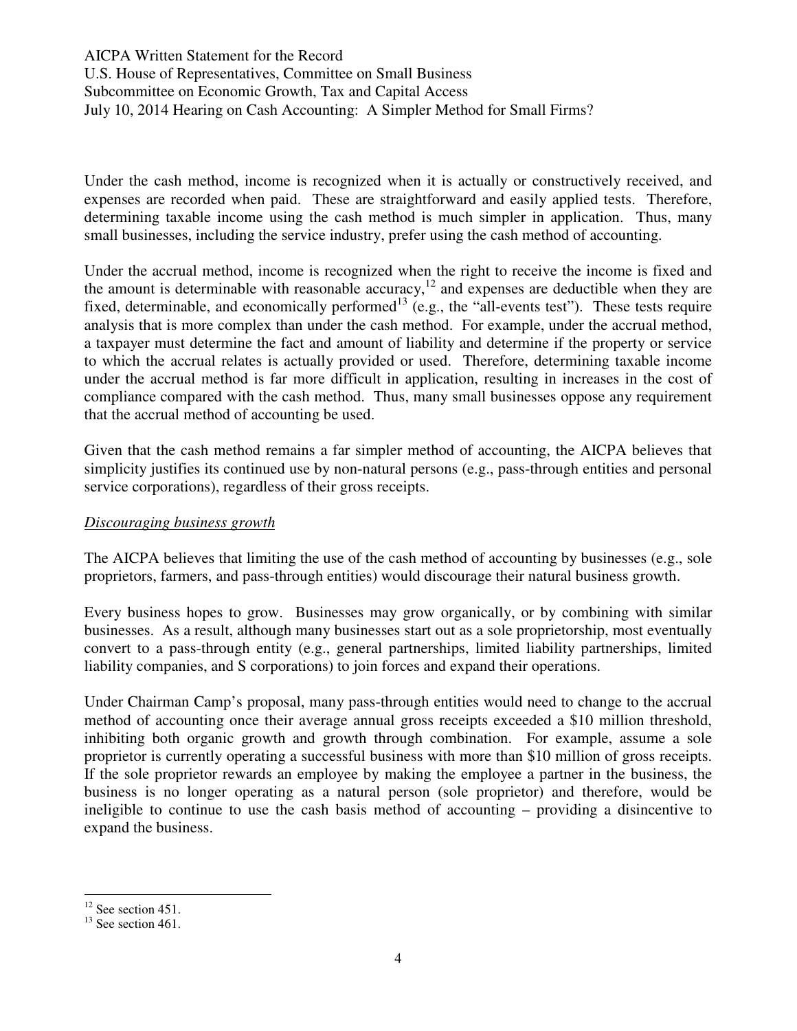Under the cash method, income is recognized when it is actually or constructively received, and expenses are recorded when paid. These are straightforward and easily applied tests. Therefore, determining taxable income using the cash method is much simpler in application. Thus, many small businesses, including the service industry, prefer using the cash method of accounting.

Under the accrual method, income is recognized when the right to receive the income is fixed and the amount is determinable with reasonable accuracy,[12] and expenses are deductible when they are fixed, determinable, and economically performed[13] (e.g., the "all-events test"). These tests require analysis that is more complex than under the cash method. For example, under the accrual method, a taxpayer must determine the fact and amount of liability and determine if the property or service to which the accrual relates is actually provided or used. Therefore, determining taxable income under the accrual method is far more difficult in application, resulting in increases in the cost of compliance compared with the cash method. Thus, many small businesses oppose any requirement that the accrual method of accounting be used.

Given that the cash method remains a far simpler method of accounting, the AICPA believes that simplicity justifies its continued use by non-natural persons (e.g., pass-through entities and personal service corporations), regardless of their gross receipts.

*Discouraging business growth*

The AICPA believes that limiting the use of the cash method of accounting by businesses (e.g., sole proprietors, farmers, and pass-through entities) would discourage their natural business growth.

Every business hopes to grow. Businesses may grow organically, or by combining with similar businesses. As a result, although many businesses start out as a sole proprietorship, most eventually convert to a pass-through entity (e.g., general partnerships, limited liability partnerships, limited liability companies, and S corporations) to join forces and expand their operations.

Under Chairman Camp's proposal, many pass-through entities would need to change to the accrual method of accounting once their average annual gross receipts exceeded a $10 million threshold, inhibiting both organic growth and growth through combination. For example, assume a sole proprietor is currently operating a successful business with more than $10 million of gross receipts. If the sole proprietor rewards an employee by making the employee a partner in the business, the business is no longer operating as a natural person (sole proprietor) and therefore, would be ineligible to continue to use the cash basis method of accounting – providing a disincentive to expand the business.

---

[12] See section 451.

[13] See section 461.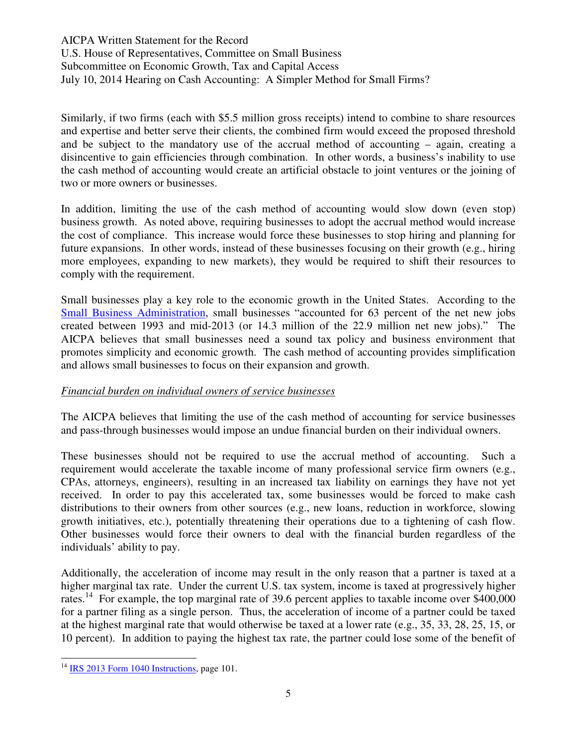Similarly, if two firms (each with $5.5 million gross receipts) intend to combine to share resources and expertise and better serve their clients, the combined firm would exceed the proposed threshold and be subject to the mandatory use of the accrual method of accounting – again, creating a disincentive to gain efficiencies through combination. In other words, a business's inability to use the cash method of accounting would create an artificial obstacle to joint ventures or the joining of two or more owners or businesses.

In addition, limiting the use of the cash method of accounting would slow down (even stop) business growth. As noted above, requiring businesses to adopt the accrual method would increase the cost of compliance. This increase would force these businesses to stop hiring and planning for future expansions. In other words, instead of these businesses focusing on their growth (e.g., hiring more employees, expanding to new markets), they would be required to shift their resources to comply with the requirement.

Small businesses play a key role to the economic growth in the United States. According to the [Small Business Administration](), small businesses "accounted for 63 percent of the net new jobs created between 1993 and mid-2013 (or 14.3 million of the 22.9 million net new jobs)." The AICPA believes that small businesses need a sound tax policy and business environment that promotes simplicity and economic growth. The cash method of accounting provides simplification and allows small businesses to focus on their expansion and growth.

*Financial burden on individual owners of service businesses*

The AICPA believes that limiting the use of the cash method of accounting for service businesses and pass-through businesses would impose an undue financial burden on their individual owners.

These businesses should not be required to use the accrual method of accounting. Such a requirement would accelerate the taxable income of many professional service firm owners (e.g., CPAs, attorneys, engineers), resulting in an increased tax liability on earnings they have not yet received. In order to pay this accelerated tax, some businesses would be forced to make cash distributions to their owners from other sources (e.g., new loans, reduction in workforce, slowing growth initiatives, etc.), potentially threatening their operations due to a tightening of cash flow. Other businesses would force their owners to deal with the financial burden regardless of the individuals' ability to pay.

Additionally, the acceleration of income may result in the only reason that a partner is taxed at a higher marginal tax rate. Under the current U.S. tax system, income is taxed at progressively higher rates.[14] For example, the top marginal rate of 39.6 percent applies to taxable income over $400,000 for a partner filing as a single person. Thus, the acceleration of income of a partner could be taxed at the highest marginal rate that would otherwise be taxed at a lower rate (e.g., 35, 33, 28, 25, 15, or 10 percent). In addition to paying the highest tax rate, the partner could lose some of the benefit of

[14] [IRS 2013 Form 1040 Instructions](), page 101.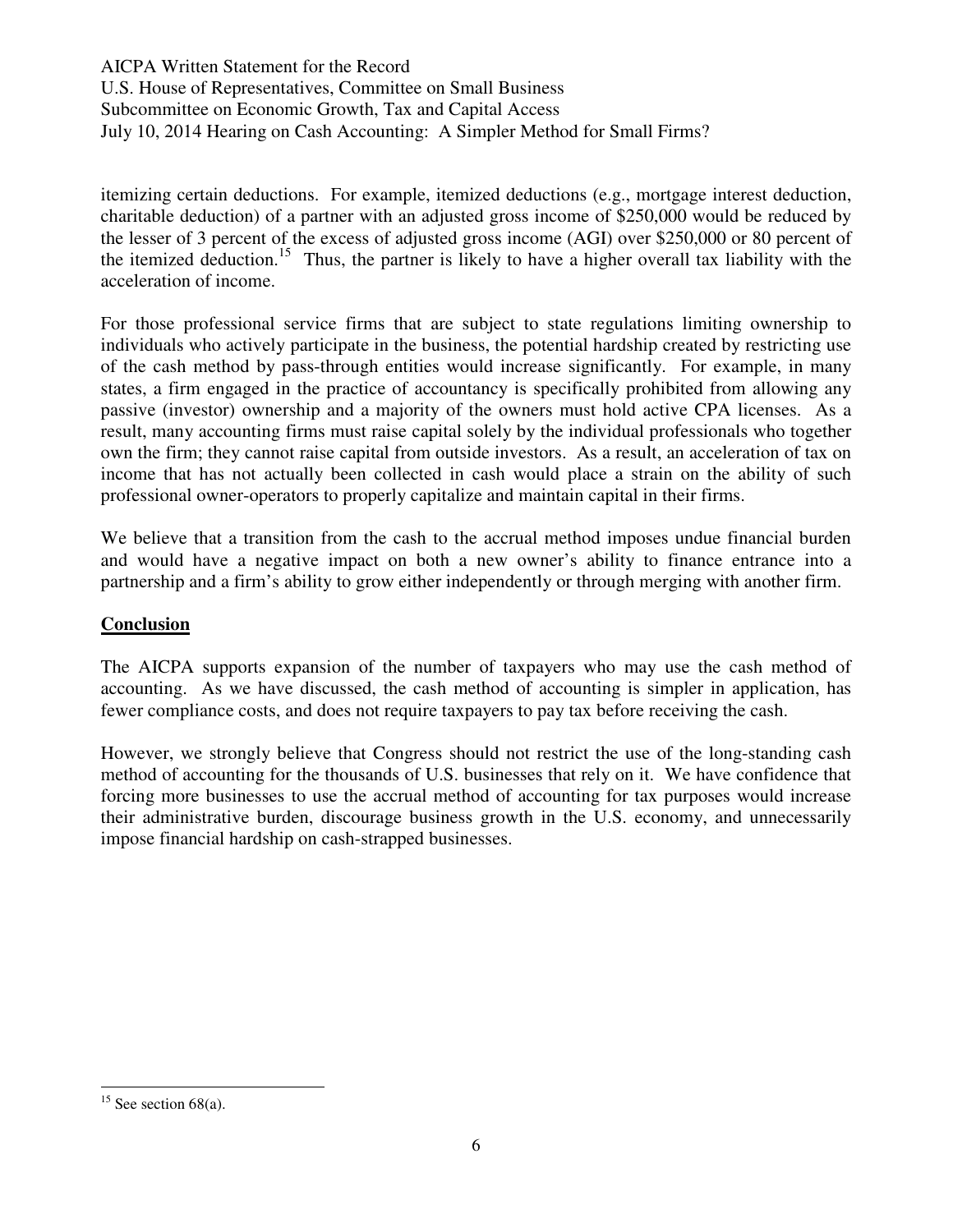itemizing certain deductions. For example, itemized deductions (e.g., mortgage interest deduction, charitable deduction) of a partner with an adjusted gross income of $250,000 would be reduced by the lesser of 3 percent of the excess of adjusted gross income (AGI) over $250,000 or 80 percent of the itemized deduction.[15] Thus, the partner is likely to have a higher overall tax liability with the acceleration of income.

For those professional service firms that are subject to state regulations limiting ownership to individuals who actively participate in the business, the potential hardship created by restricting use of the cash method by pass-through entities would increase significantly. For example, in many states, a firm engaged in the practice of accountancy is specifically prohibited from allowing any passive (investor) ownership and a majority of the owners must hold active CPA licenses. As a result, many accounting firms must raise capital solely by the individual professionals who together own the firm; they cannot raise capital from outside investors. As a result, an acceleration of tax on income that has not actually been collected in cash would place a strain on the ability of such professional owner-operators to properly capitalize and maintain capital in their firms.

We believe that a transition from the cash to the accrual method imposes undue financial burden and would have a negative impact on both a new owner's ability to finance entrance into a partnership and a firm's ability to grow either independently or through merging with another firm.

## Conclusion

The AICPA supports expansion of the number of taxpayers who may use the cash method of accounting. As we have discussed, the cash method of accounting is simpler in application, has fewer compliance costs, and does not require taxpayers to pay tax before receiving the cash.

However, we strongly believe that Congress should not restrict the use of the long-standing cash method of accounting for the thousands of U.S. businesses that rely on it. We have confidence that forcing more businesses to use the accrual method of accounting for tax purposes would increase their administrative burden, discourage business growth in the U.S. economy, and unnecessarily impose financial hardship on cash-strapped businesses.

---

[15] See section 68(a).